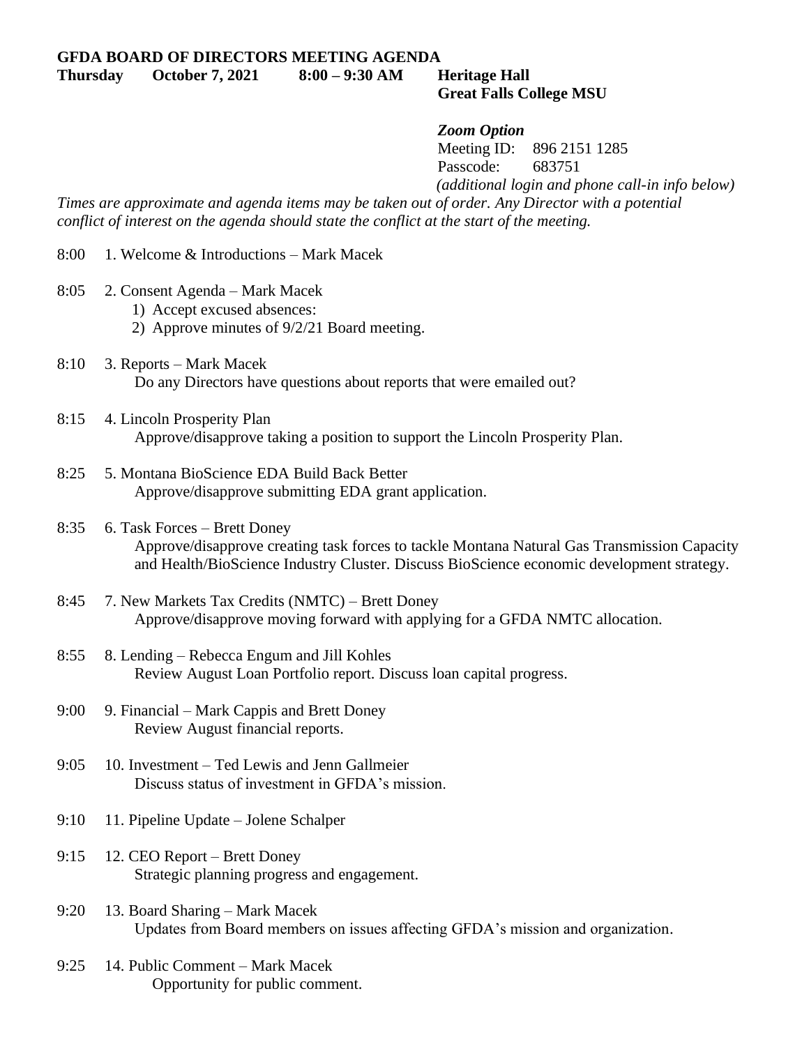# GFDA BOARD OF DIRECTORS MEETING AGENDA

**Thursday October 7, 2021 8:00 – 9:30 AM Heritage Hall**
**Great Falls College MSU**

***Zoom Option***
Meeting ID: 896 2151 1285
Passcode: 683751
*(additional login and phone call-in info below)*

*Times are approximate and agenda items may be taken out of order. Any Director with a potential conflict of interest on the agenda should state the conflict at the start of the meeting.*

8:00 1. Welcome & Introductions – Mark Macek

8:05 2. Consent Agenda – Mark Macek
  1) Accept excused absences:
  2) Approve minutes of 9/2/21 Board meeting.

8:10 3. Reports – Mark Macek
  Do any Directors have questions about reports that were emailed out?

8:15 4. Lincoln Prosperity Plan
  Approve/disapprove taking a position to support the Lincoln Prosperity Plan.

8:25 5. Montana BioScience EDA Build Back Better
  Approve/disapprove submitting EDA grant application.

8:35 6. Task Forces – Brett Doney
  Approve/disapprove creating task forces to tackle Montana Natural Gas Transmission Capacity and Health/BioScience Industry Cluster. Discuss BioScience economic development strategy.

8:45 7. New Markets Tax Credits (NMTC) – Brett Doney
  Approve/disapprove moving forward with applying for a GFDA NMTC allocation.

8:55 8. Lending – Rebecca Engum and Jill Kohles
  Review August Loan Portfolio report. Discuss loan capital progress.

9:00 9. Financial – Mark Cappis and Brett Doney
  Review August financial reports.

9:05 10. Investment – Ted Lewis and Jenn Gallmeier
  Discuss status of investment in GFDA's mission.

9:10 11. Pipeline Update – Jolene Schalper

9:15 12. CEO Report – Brett Doney
  Strategic planning progress and engagement.

9:20 13. Board Sharing – Mark Macek
  Updates from Board members on issues affecting GFDA's mission and organization.

9:25 14. Public Comment – Mark Macek
  Opportunity for public comment.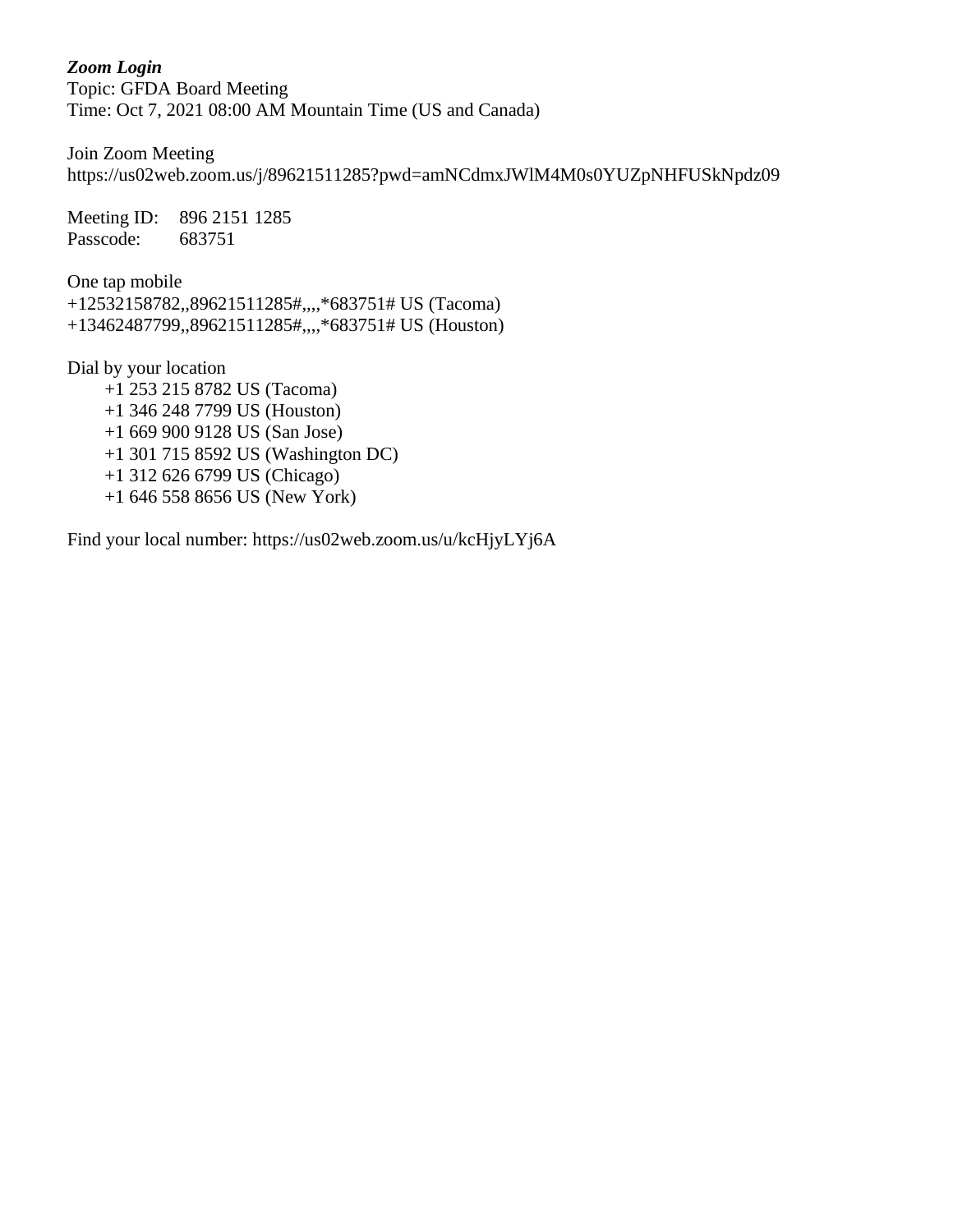***Zoom Login***
Topic: GFDA Board Meeting
Time: Oct 7, 2021 08:00 AM Mountain Time (US and Canada)

Join Zoom Meeting
https://us02web.zoom.us/j/89621511285?pwd=amNCdmxJWlM4M0s0YUZpNHFUSkNpdz09

Meeting ID: 896 2151 1285
Passcode: 683751

One tap mobile
+12532158782,,89621511285#,,,,*683751# US (Tacoma)
+13462487799,,89621511285#,,,,*683751# US (Houston)

Dial by your location
- +1 253 215 8782 US (Tacoma)
- +1 346 248 7799 US (Houston)
- +1 669 900 9128 US (San Jose)
- +1 301 715 8592 US (Washington DC)
- +1 312 626 6799 US (Chicago)
- +1 646 558 8656 US (New York)

Find your local number: https://us02web.zoom.us/u/kcHjyLYj6A